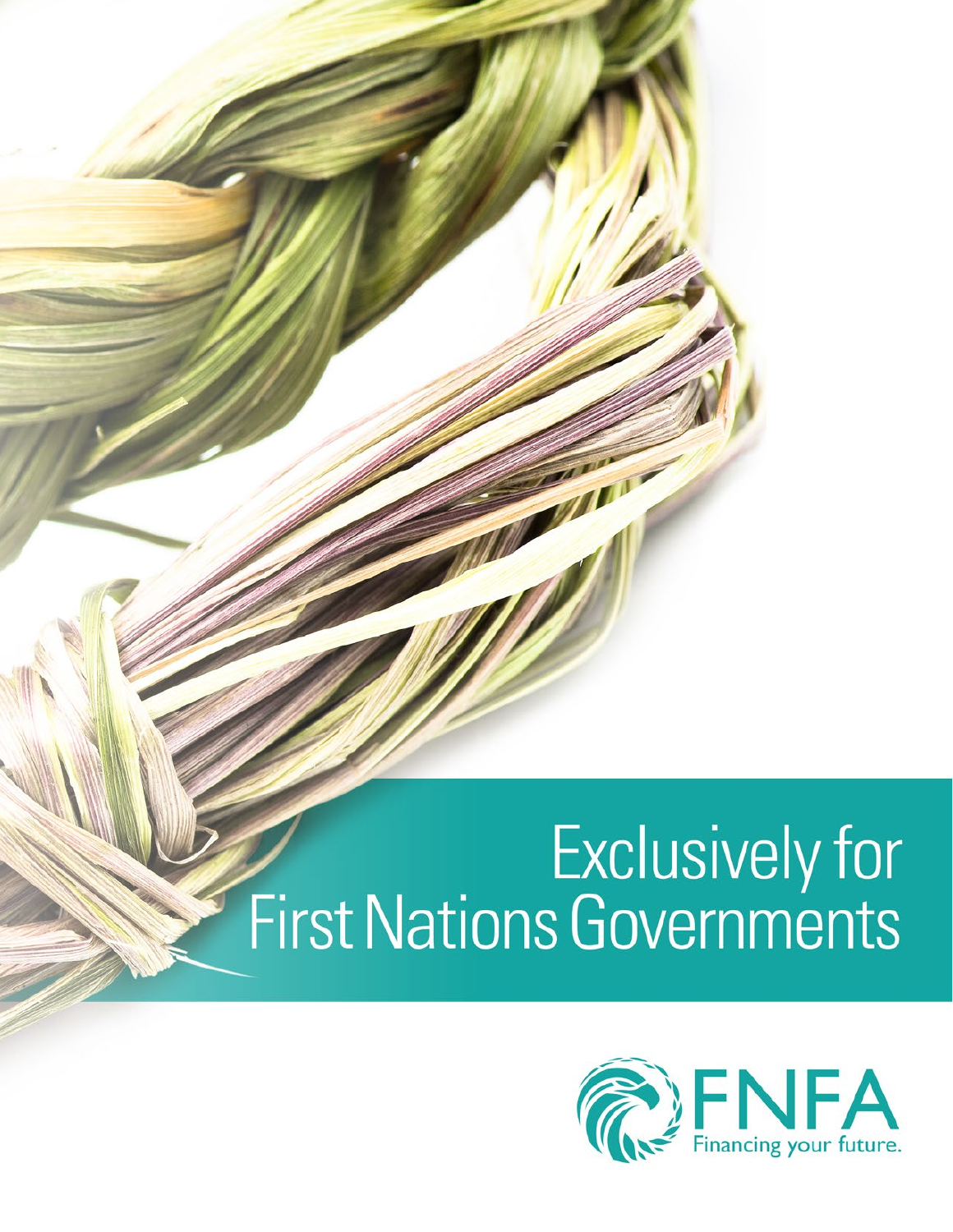# Exclusively for First Nations Governments

FNFA

Financing your future.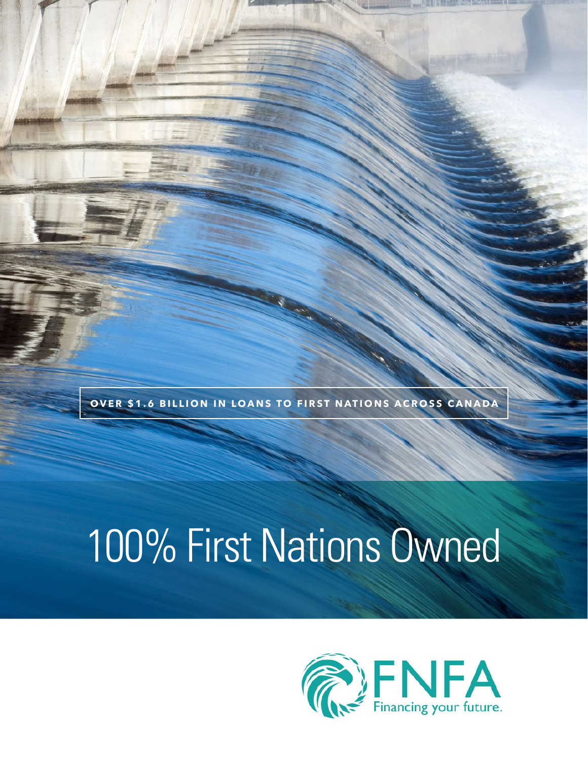OVER $1.6 BILLION IN LOANS TO FIRST NATIONS ACROSS CANADA

# 100% First Nations Owned

FNFA

Financing your future.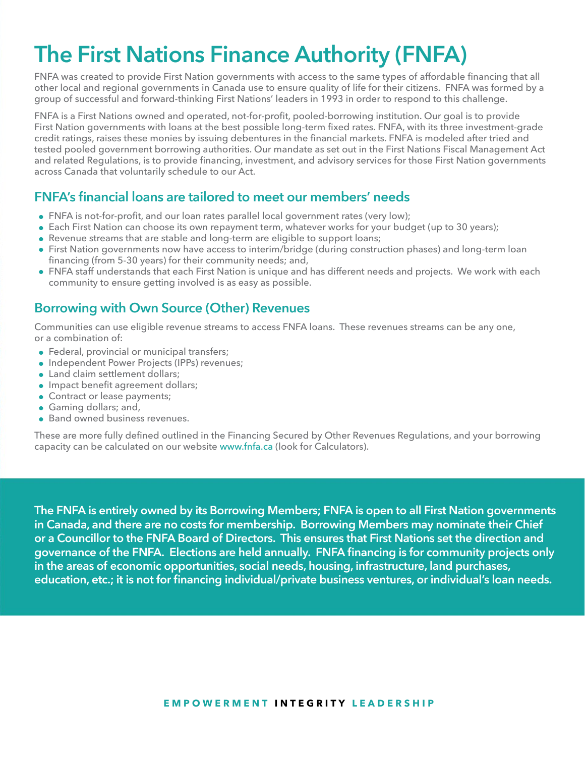# The First Nations Finance Authority (FNFA)

FNFA was created to provide First Nation governments with access to the same types of affordable financing that all other local and regional governments in Canada use to ensure quality of life for their citizens. FNFA was formed by a group of successful and forward-thinking First Nations' leaders in 1993 in order to respond to this challenge.

FNFA is a First Nations owned and operated, not-for-profit, pooled-borrowing institution. Our goal is to provide First Nation governments with loans at the best possible long-term fixed rates. FNFA, with its three investment-grade credit ratings, raises these monies by issuing debentures in the financial markets. FNFA is modeled after tried and tested pooled government borrowing authorities. Our mandate as set out in the First Nations Fiscal Management Act and related Regulations, is to provide financing, investment, and advisory services for those First Nation governments across Canada that voluntarily schedule to our Act.

## FNFA's financial loans are tailored to meet our members' needs

- FNFA is not-for-profit, and our loan rates parallel local government rates (very low);
- Each First Nation can choose its own repayment term, whatever works for your budget (up to 30 years);
- Revenue streams that are stable and long-term are eligible to support loans;
- First Nation governments now have access to interim/bridge (during construction phases) and long-term loan financing (from 5-30 years) for their community needs; and,
- FNFA staff understands that each First Nation is unique and has different needs and projects. We work with each community to ensure getting involved is as easy as possible.

## Borrowing with Own Source (Other) Revenues

Communities can use eligible revenue streams to access FNFA loans. These revenues streams can be any one, or a combination of:

- Federal, provincial or municipal transfers;
- Independent Power Projects (IPPs) revenues;
- Land claim settlement dollars;
- Impact benefit agreement dollars;
- Contract or lease payments;
- Gaming dollars; and,
- Band owned business revenues.

These are more fully defined outlined in the Financing Secured by Other Revenues Regulations, and your borrowing capacity can be calculated on our website www.fnfa.ca (look for Calculators).

**The FNFA is entirely owned by its Borrowing Members; FNFA is open to all First Nation governments in Canada, and there are no costs for membership. Borrowing Members may nominate their Chief or a Councillor to the FNFA Board of Directors. This ensures that First Nations set the direction and governance of the FNFA. Elections are held annually. FNFA financing is for community projects only in the areas of economic opportunities, social needs, housing, infrastructure, land purchases, education, etc.; it is not for financing individual/private business ventures, or individual's loan needs.**

**EMPOWERMENT INTEGRITY LEADERSHIP**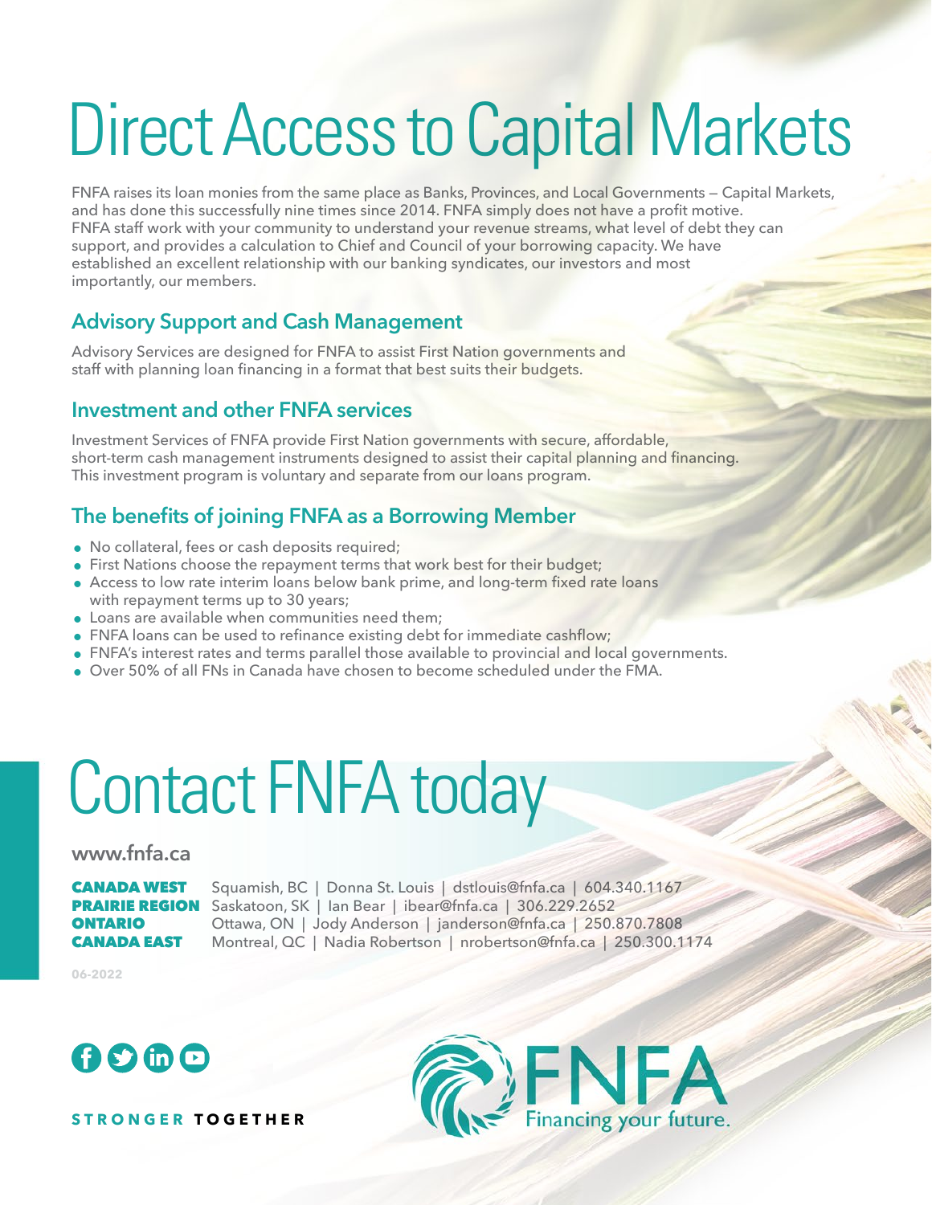# Direct Access to Capital Markets

FNFA raises its loan monies from the same place as Banks, Provinces, and Local Governments — Capital Markets, and has done this successfully nine times since 2014. FNFA simply does not have a profit motive. FNFA staff work with your community to understand your revenue streams, what level of debt they can support, and provides a calculation to Chief and Council of your borrowing capacity. We have established an excellent relationship with our banking syndicates, our investors and most importantly, our members.

## Advisory Support and Cash Management

Advisory Services are designed for FNFA to assist First Nation governments and staff with planning loan financing in a format that best suits their budgets.

## Investment and other FNFA services

Investment Services of FNFA provide First Nation governments with secure, affordable, short-term cash management instruments designed to assist their capital planning and financing. This investment program is voluntary and separate from our loans program.

## The benefits of joining FNFA as a Borrowing Member

- No collateral, fees or cash deposits required;
- First Nations choose the repayment terms that work best for their budget;
- Access to low rate interim loans below bank prime, and long-term fixed rate loans with repayment terms up to 30 years;
- Loans are available when communities need them;
- FNFA loans can be used to refinance existing debt for immediate cashflow;
- FNFA's interest rates and terms parallel those available to provincial and local governments.
- Over 50% of all FNs in Canada have chosen to become scheduled under the FMA.

# Contact FNFA today

**www.fnfa.ca**

**CANADA WEST** Squamish, BC | Donna St. Louis | dstlouis@fnfa.ca | 604.340.1167
**PRAIRIE REGION** Saskatoon, SK | Ian Bear | ibear@fnfa.ca | 306.229.2652
**ONTARIO** Ottawa, ON | Jody Anderson | janderson@fnfa.ca | 250.870.7808
**CANADA EAST** Montreal, QC | Nadia Robertson | nrobertson@fnfa.ca | 250.300.1174

06-2022

STRONGER **TOGETHER**

FNFA
Financing your future.